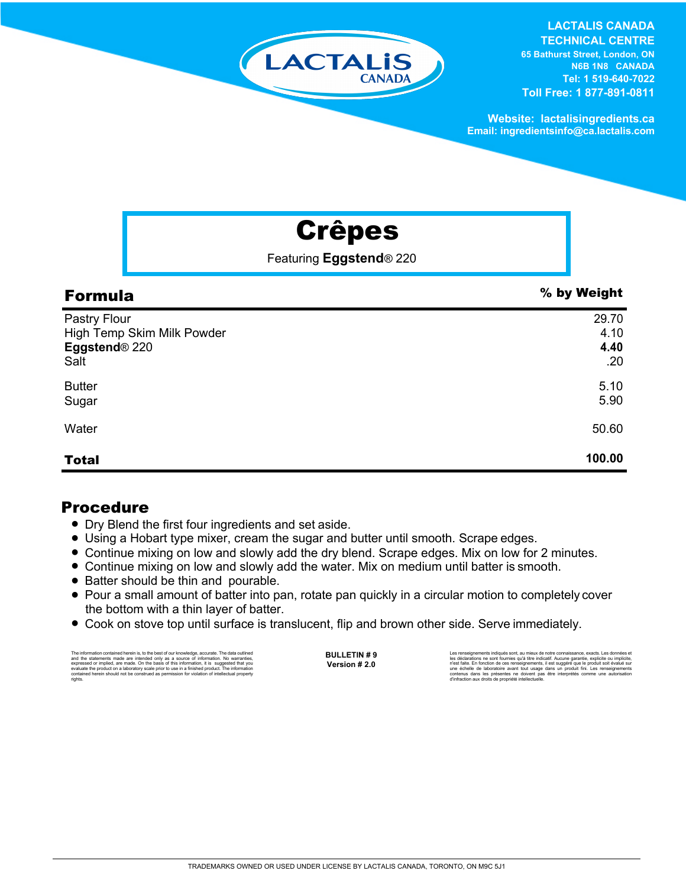LACTALIS CANADA
TECHNICAL CENTRE
65 Bathurst Street, London, ON
N6B 1N8 CANADA
Tel: 1 519-640-7022
Toll Free: 1 877-891-0811

Website: lactalisingredients.ca
Email: ingredientsinfo@ca.lactalis.com

# Crêpes

Featuring **Eggstend**® 220

## Formula

| Formula | % by Weight |
|---|---|
| Pastry Flour | 29.70 |
| High Temp Skim Milk Powder | 4.10 |
| **Eggstend**® 220 | **4.40** |
| Salt | .20 |
| Butter | 5.10 |
| Sugar | 5.90 |
| Water | 50.60 |
| **Total** | **100.00** |

## Procedure

- Dry Blend the first four ingredients and set aside.
- Using a Hobart type mixer, cream the sugar and butter until smooth. Scrape edges.
- Continue mixing on low and slowly add the dry blend. Scrape edges. Mix on low for 2 minutes.
- Continue mixing on low and slowly add the water. Mix on medium until batter is smooth.
- Batter should be thin and pourable.
- Pour a small amount of batter into pan, rotate pan quickly in a circular motion to completely cover the bottom with a thin layer of batter.
- Cook on stove top until surface is translucent, flip and brown other side. Serve immediately.

The information contained herein is, to the best of our knowledge, accurate. The data outlined and the statements made are intended only as a source of information. No warranties, expressed or implied, are made. On the basis of this information, it is suggested that you evaluate the product on a laboratory scale prior to use in a finished product. The information contained herein should not be construed as permission for violation of intellectual property rights.

**BULLETIN # 9**
**Version # 2.0**

Les renseignements indiqués sont, au mieux de notre connaissance, exacts. Les données et les déclarations ne sont fournies qu'à titre indicatif. Aucune garantie, explicite ou implicite, n'est faite. En fonction de ces renseignements, il est suggéré que le produit soit évalué sur une échelle de laboratoire avant tout usage dans un produit fini. Les renseignements contenus dans les présentes ne doivent pas être interprétés comme une autorisation d'infraction aux droits de propriété intellectuelle.

TRADEMARKS OWNED OR USED UNDER LICENSE BY LACTALIS CANADA, TORONTO, ON M9C 5J1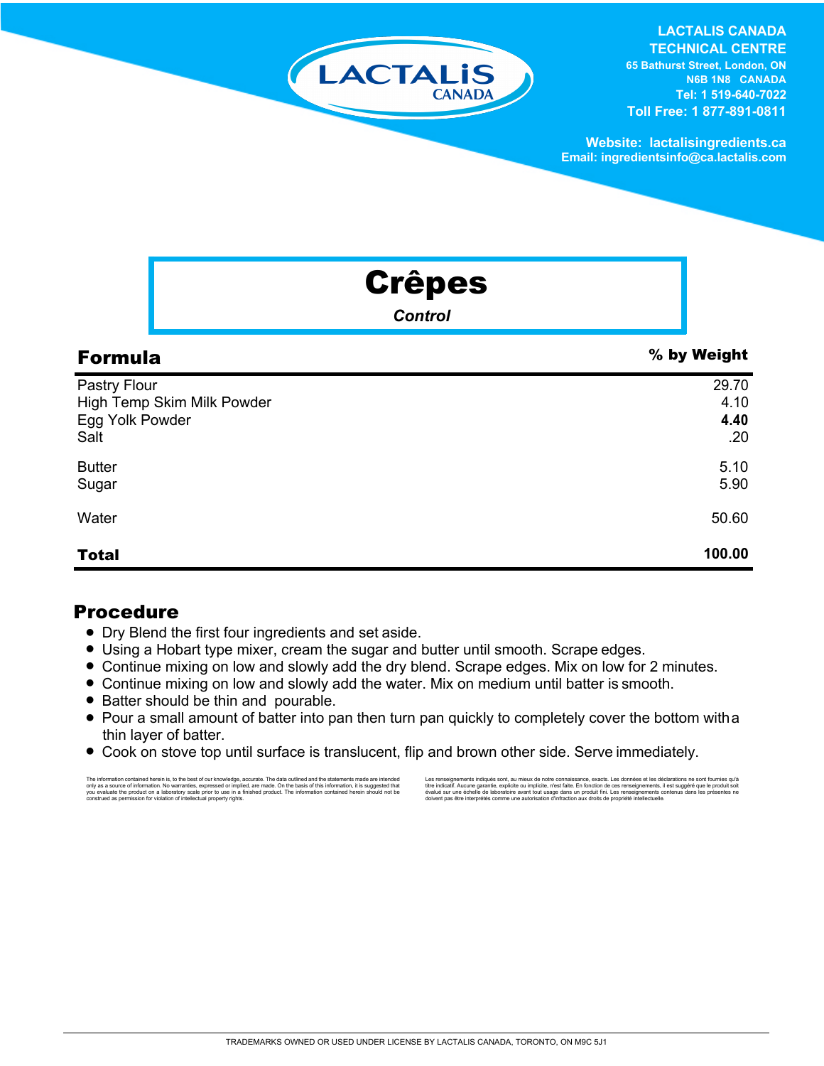LACTALIS CANADA
TECHNICAL CENTRE
65 Bathurst Street, London, ON
N6B 1N8 CANADA
Tel: 1 519-640-7022
Toll Free: 1 877-891-0811

Website: lactalisingredients.ca
Email: ingredientsinfo@ca.lactalis.com

# Crêpes

*Control*

| Formula | % by Weight |
|---|---|
| Pastry Flour | 29.70 |
| High Temp Skim Milk Powder | 4.10 |
| Egg Yolk Powder | **4.40** |
| Salt | .20 |
| Butter | 5.10 |
| Sugar | 5.90 |
| Water | 50.60 |
| **Total** | **100.00** |

## Procedure

- Dry Blend the first four ingredients and set aside.
- Using a Hobart type mixer, cream the sugar and butter until smooth. Scrape edges.
- Continue mixing on low and slowly add the dry blend. Scrape edges. Mix on low for 2 minutes.
- Continue mixing on low and slowly add the water. Mix on medium until batter is smooth.
- Batter should be thin and pourable.
- Pour a small amount of batter into pan then turn pan quickly to completely cover the bottom with a thin layer of batter.
- Cook on stove top until surface is translucent, flip and brown other side. Serve immediately.

The information contained herein is, to the best of our knowledge, accurate. The data outlined and the statements made are intended only as a source of information. No warranties, expressed or implied, are made. On the basis of this information, it is suggested that you evaluate the product on a laboratory scale prior to use in a finished product. The information contained herein should not be construed as permission for violation of intellectual property rights.

Les renseignements indiqués sont, au mieux de notre connaissance, exacts. Les données et les déclarations ne sont fournies qu'à titre indicatif. Aucune garantie, explicite ou implicite, n'est faite. En fonction de ces renseignements, il est suggéré que le produit soit évalué sur une échelle de laboratoire avant tout usage dans un produit fini. Les renseignements contenus dans les présentes ne doivent pas être interprétés comme une autorisation d'infraction aux droits de propriété intellectuelle.

TRADEMARKS OWNED OR USED UNDER LICENSE BY LACTALIS CANADA, TORONTO, ON M9C 5J1